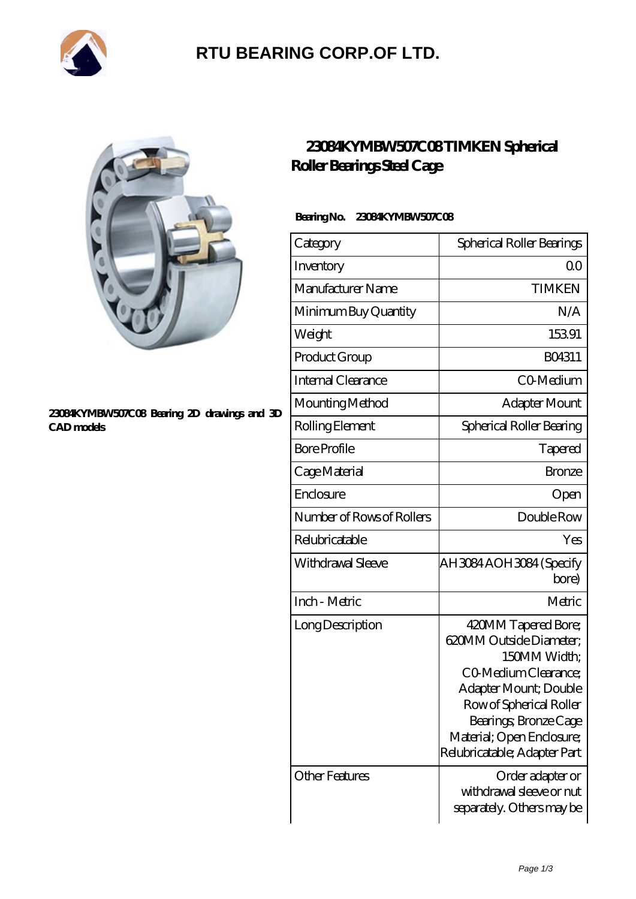# RTU BEARING CORP.OF LTD.

23084KYMBW507C08 Bearing 2D drawings and 3D CAD models

## 23084KYMBW507C08 TIMKEN Spherical Roller Bearings Steel Cage

**Bearing No. 23084KYMBW507C08**

| Category | Spherical Roller Bearings |
|---|---|
| Inventory | 0.0 |
| Manufacturer Name | TIMKEN |
| Minimum Buy Quantity | N/A |
| Weight | 153.91 |
| Product Group | B04311 |
| Internal Clearance | C0-Medium |
| Mounting Method | Adapter Mount |
| Rolling Element | Spherical Roller Bearing |
| Bore Profile | Tapered |
| Cage Material | Bronze |
| Enclosure | Open |
| Number of Rows of Rollers | Double Row |
| Relubricatable | Yes |
| Withdrawal Sleeve | AH3084 AOH3084 (Specify bore) |
| Inch - Metric | Metric |
| Long Description | 420MM Tapered Bore; 620MM Outside Diameter; 150MM Width; C0-Medium Clearance; Adapter Mount; Double Row of Spherical Roller Bearings; Bronze Cage Material; Open Enclosure; Relubricatable; Adapter Part |
| Other Features | Order adapter or withdrawal sleeve or nut separately. Others may be |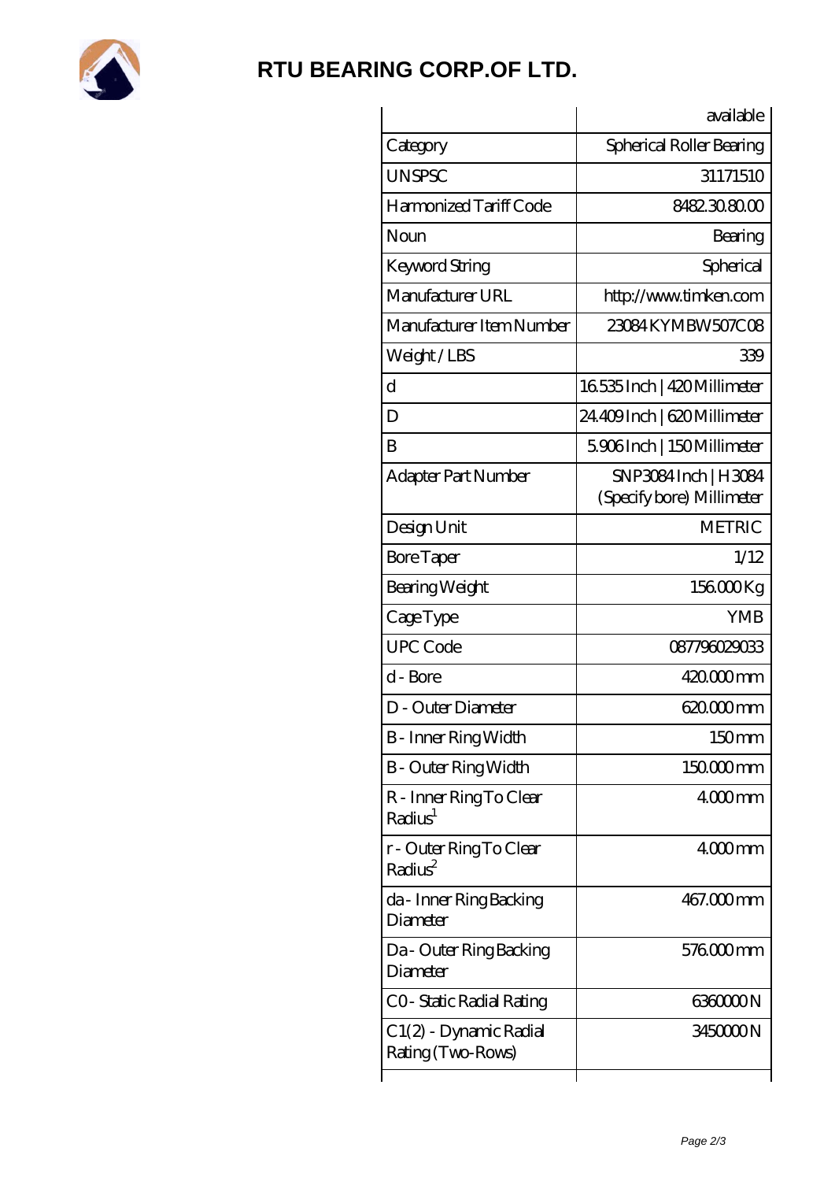# RTU BEARING CORP.OF LTD.

| | available |
|---|---|
| Category | Spherical Roller Bearing |
| UNSPSC | 31171510 |
| Harmonized Tariff Code | 8482.30.80.00 |
| Noun | Bearing |
| Keyword String | Spherical |
| Manufacturer URL | http://www.timken.com |
| Manufacturer Item Number | 23084KYMBW507C08 |
| Weight / LBS | 339 |
| d | 16.535 Inch \| 420 Millimeter |
| D | 24.409 Inch \| 620 Millimeter |
| B | 5.906 Inch \| 150 Millimeter |
| Adapter Part Number | SNP3084 Inch \| H3084 (Specify bore) Millimeter |
| Design Unit | METRIC |
| Bore Taper | 1/12 |
| Bearing Weight | 156.000 Kg |
| Cage Type | YMB |
| UPC Code | 087796029033 |
| d - Bore | 420.000 mm |
| D - Outer Diameter | 620.000 mm |
| B - Inner Ring Width | 150 mm |
| B - Outer Ring Width | 150.000 mm |
| R - Inner Ring To Clear Radius[1] | 4.000 mm |
| r - Outer Ring To Clear Radius[2] | 4.000 mm |
| da - Inner Ring Backing Diameter | 467.000 mm |
| Da - Outer Ring Backing Diameter | 576.000 mm |
| C0 - Static Radial Rating | 6360000 N |
| C1(2) - Dynamic Radial Rating (Two-Rows) | 3450000 N |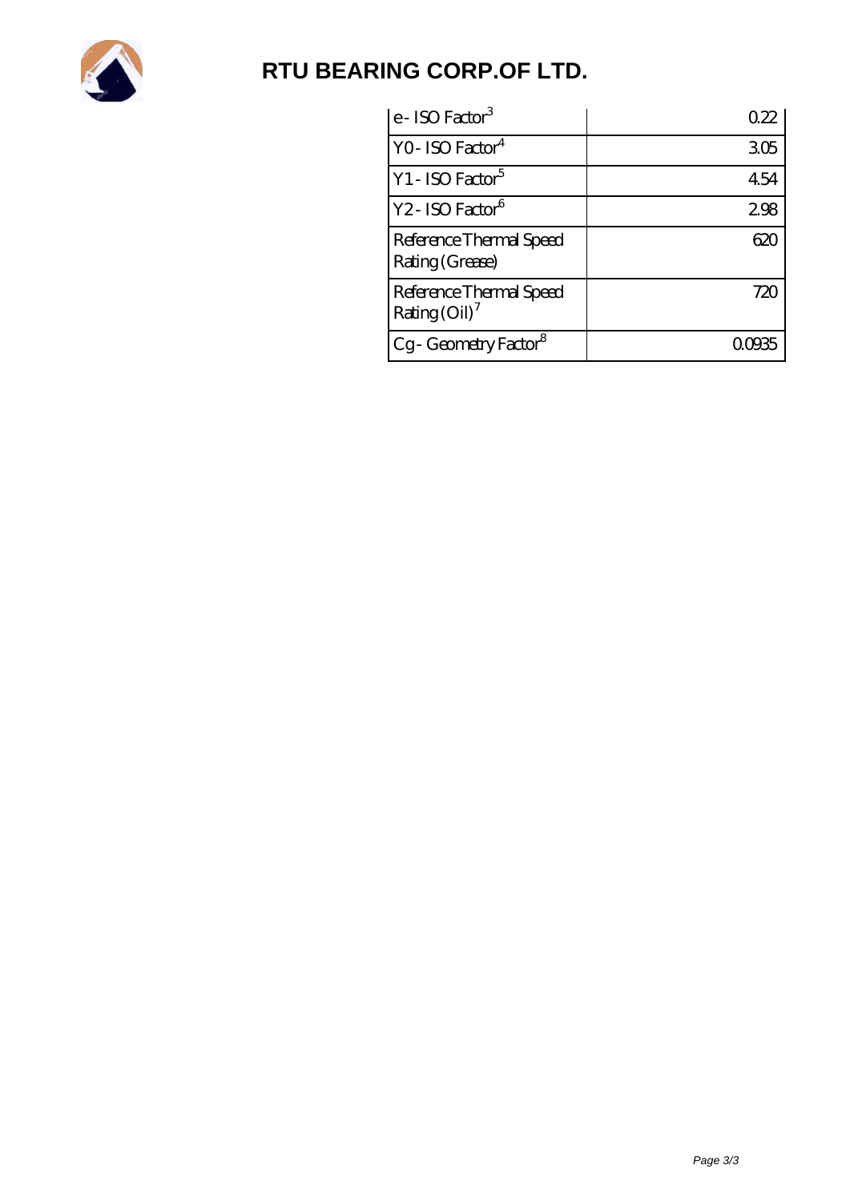| | |
|---|---|
| e - ISO Factor[3] | 0.22 |
| Y0 - ISO Factor[4] | 3.05 |
| Y1 - ISO Factor[5] | 4.54 |
| Y2 - ISO Factor[6] | 2.98 |
| Reference Thermal Speed Rating (Grease) | 620 |
| Reference Thermal Speed Rating (Oil)[7] | 720 |
| Cg - Geometry Factor[8] | 0.0935 |